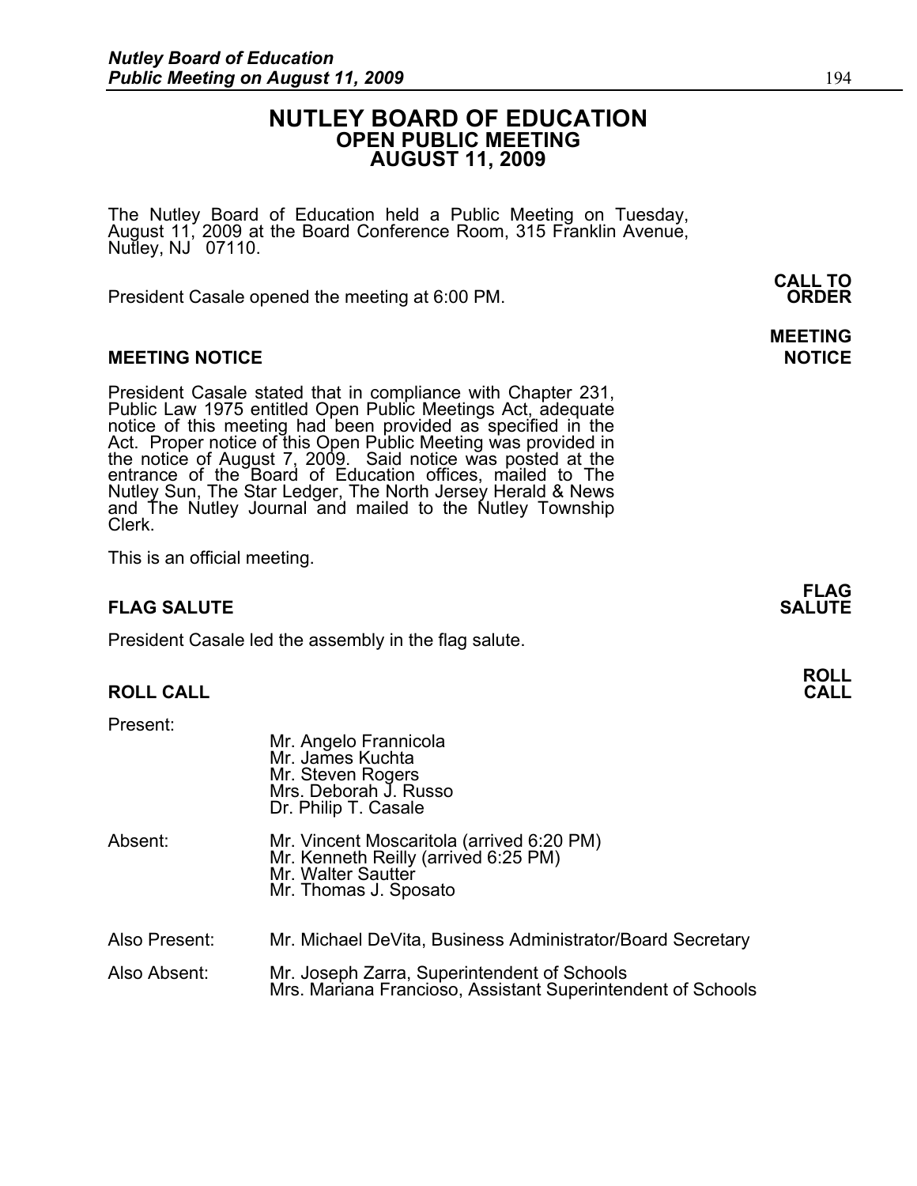# NUTLEY BOARD OF EDUCATION
## OPEN PUBLIC MEETING
## AUGUST 11, 2009

The Nutley Board of Education held a Public Meeting on Tuesday, August 11, 2009 at the Board Conference Room, 315 Franklin Avenue, Nutley, NJ 07110.

**CALL TO ORDER**

President Casale opened the meeting at 6:00 PM.

**MEETING NOTICE**

### MEETING NOTICE

President Casale stated that in compliance with Chapter 231, Public Law 1975 entitled Open Public Meetings Act, adequate notice of this meeting had been provided as specified in the Act. Proper notice of this Open Public Meeting was provided in the notice of August 7, 2009. Said notice was posted at the entrance of the Board of Education offices, mailed to The Nutley Sun, The Star Ledger, The North Jersey Herald & News and The Nutley Journal and mailed to the Nutley Township Clerk.

This is an official meeting.

**FLAG SALUTE**

### FLAG SALUTE

President Casale led the assembly in the flag salute.

**ROLL CALL**

### ROLL CALL

Present:
- Mr. Angelo Frannicola
- Mr. James Kuchta
- Mr. Steven Rogers
- Mrs. Deborah J. Russo
- Dr. Philip T. Casale

Absent:
- Mr. Vincent Moscaritola (arrived 6:20 PM)
- Mr. Kenneth Reilly (arrived 6:25 PM)
- Mr. Walter Sautter
- Mr. Thomas J. Sposato

Also Present: Mr. Michael DeVita, Business Administrator/Board Secretary

Also Absent:
- Mr. Joseph Zarra, Superintendent of Schools
- Mrs. Mariana Francioso, Assistant Superintendent of Schools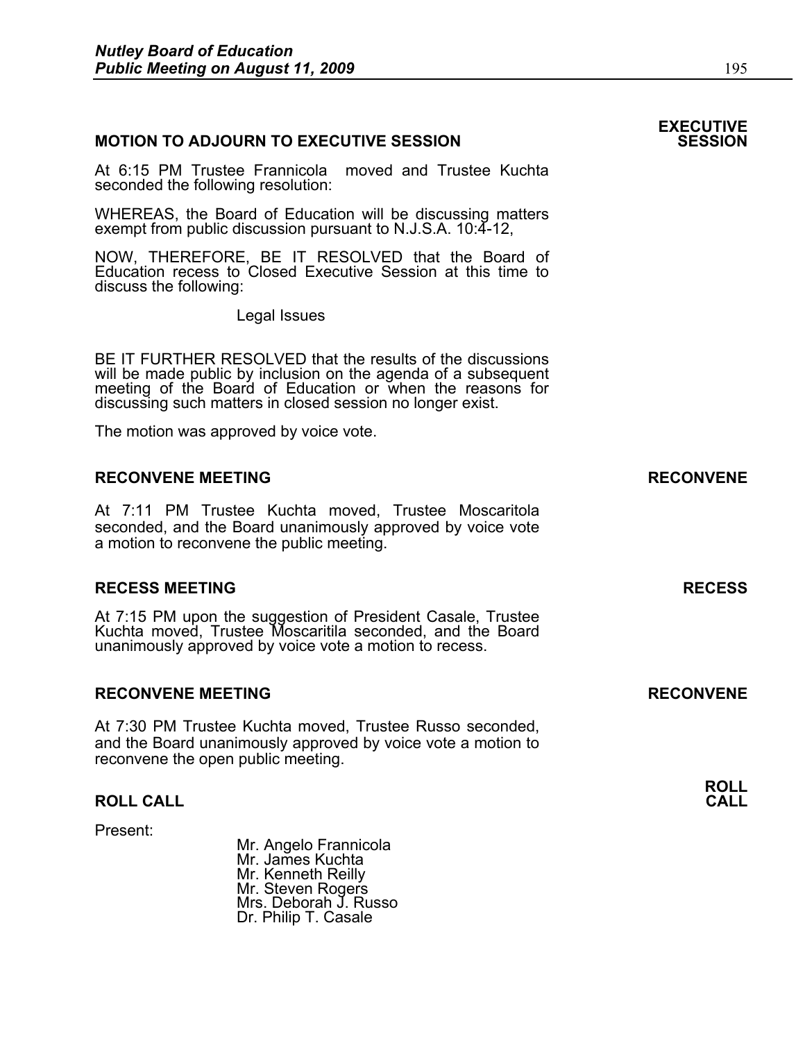## MOTION TO ADJOURN TO EXECUTIVE SESSION

**EXECUTIVE SESSION**

At 6:15 PM Trustee Frannicola moved and Trustee Kuchta seconded the following resolution:

WHEREAS, the Board of Education will be discussing matters exempt from public discussion pursuant to N.J.S.A. 10:4-12,

NOW, THEREFORE, BE IT RESOLVED that the Board of Education recess to Closed Executive Session at this time to discuss the following:

Legal Issues

BE IT FURTHER RESOLVED that the results of the discussions will be made public by inclusion on the agenda of a subsequent meeting of the Board of Education or when the reasons for discussing such matters in closed session no longer exist.

The motion was approved by voice vote.

## RECONVENE MEETING

**RECONVENE**

At 7:11 PM Trustee Kuchta moved, Trustee Moscaritola seconded, and the Board unanimously approved by voice vote a motion to reconvene the public meeting.

## RECESS MEETING

**RECESS**

At 7:15 PM upon the suggestion of President Casale, Trustee Kuchta moved, Trustee Moscaritila seconded, and the Board unanimously approved by voice vote a motion to recess.

## RECONVENE MEETING

**RECONVENE**

At 7:30 PM Trustee Kuchta moved, Trustee Russo seconded, and the Board unanimously approved by voice vote a motion to reconvene the open public meeting.

## ROLL CALL

**ROLL CALL**

Present:

Mr. Angelo Frannicola  
Mr. James Kuchta  
Mr. Kenneth Reilly  
Mr. Steven Rogers  
Mrs. Deborah J. Russo  
Dr. Philip T. Casale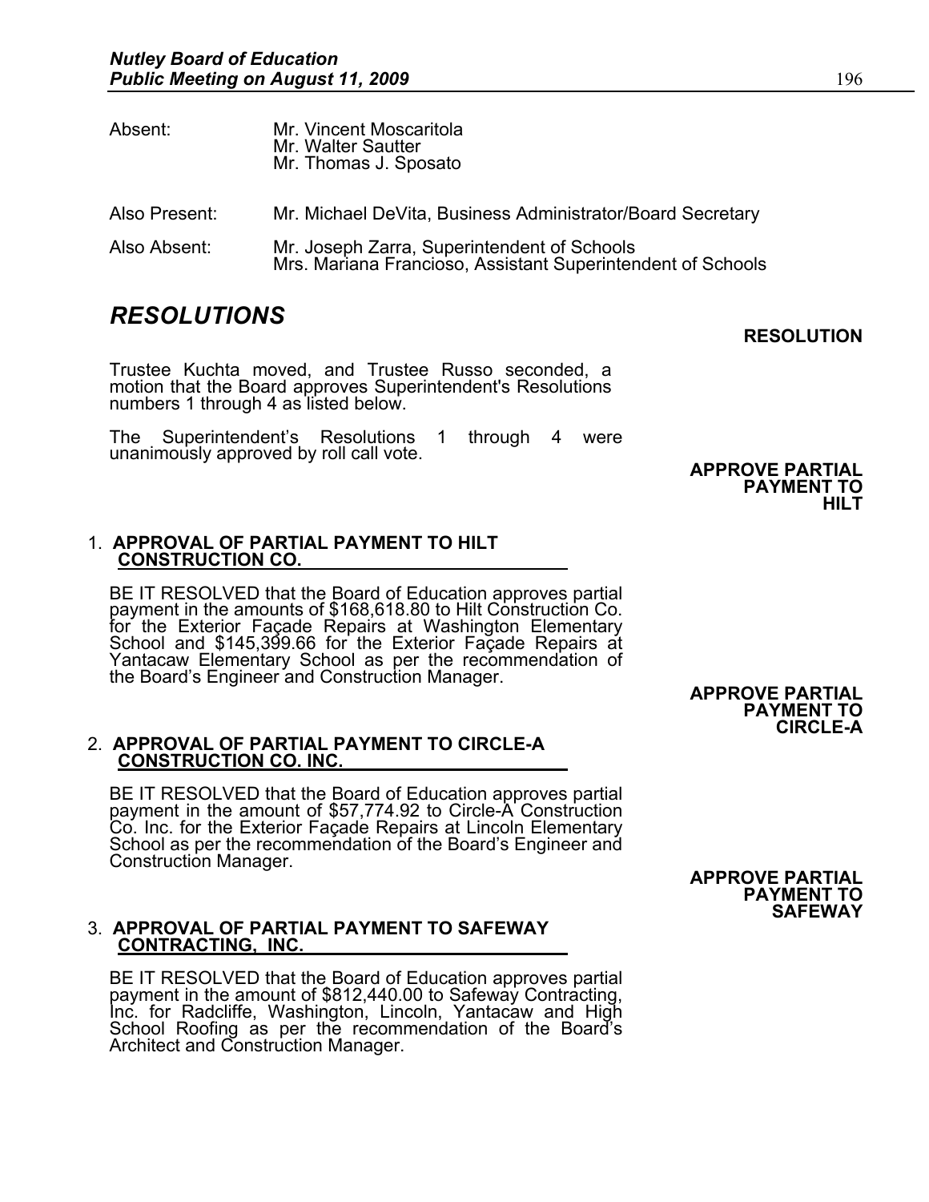| Absent: | Mr. Vincent Moscaritola<br>Mr. Walter Sautter<br>Mr. Thomas J. Sposato |
| --- | --- |
| Also Present: | Mr. Michael DeVita, Business Administrator/Board Secretary |
| Also Absent: | Mr. Joseph Zarra, Superintendent of Schools<br>Mrs. Mariana Francioso, Assistant Superintendent of Schools |

## *RESOLUTIONS*

**RESOLUTION**

Trustee Kuchta moved, and Trustee Russo seconded, a motion that the Board approves Superintendent's Resolutions numbers 1 through 4 as listed below.

The Superintendent's Resolutions 1 through 4 were unanimously approved by roll call vote.

**APPROVE PARTIAL PAYMENT TO HILT**

1. **APPROVAL OF PARTIAL PAYMENT TO HILT CONSTRUCTION CO.**

   BE IT RESOLVED that the Board of Education approves partial payment in the amounts of $168,618.80 to Hilt Construction Co. for the Exterior Façade Repairs at Washington Elementary School and $145,399.66 for the Exterior Façade Repairs at Yantacaw Elementary School as per the recommendation of the Board's Engineer and Construction Manager.

**APPROVE PARTIAL PAYMENT TO CIRCLE-A**

2. **APPROVAL OF PARTIAL PAYMENT TO CIRCLE-A CONSTRUCTION CO. INC.**

   BE IT RESOLVED that the Board of Education approves partial payment in the amount of $57,774.92 to Circle-A Construction Co. Inc. for the Exterior Façade Repairs at Lincoln Elementary School as per the recommendation of the Board's Engineer and Construction Manager.

**APPROVE PARTIAL PAYMENT TO SAFEWAY**

3. **APPROVAL OF PARTIAL PAYMENT TO SAFEWAY CONTRACTING, INC.**

   BE IT RESOLVED that the Board of Education approves partial payment in the amount of $812,440.00 to Safeway Contracting, Inc. for Radcliffe, Washington, Lincoln, Yantacaw and High School Roofing as per the recommendation of the Board's Architect and Construction Manager.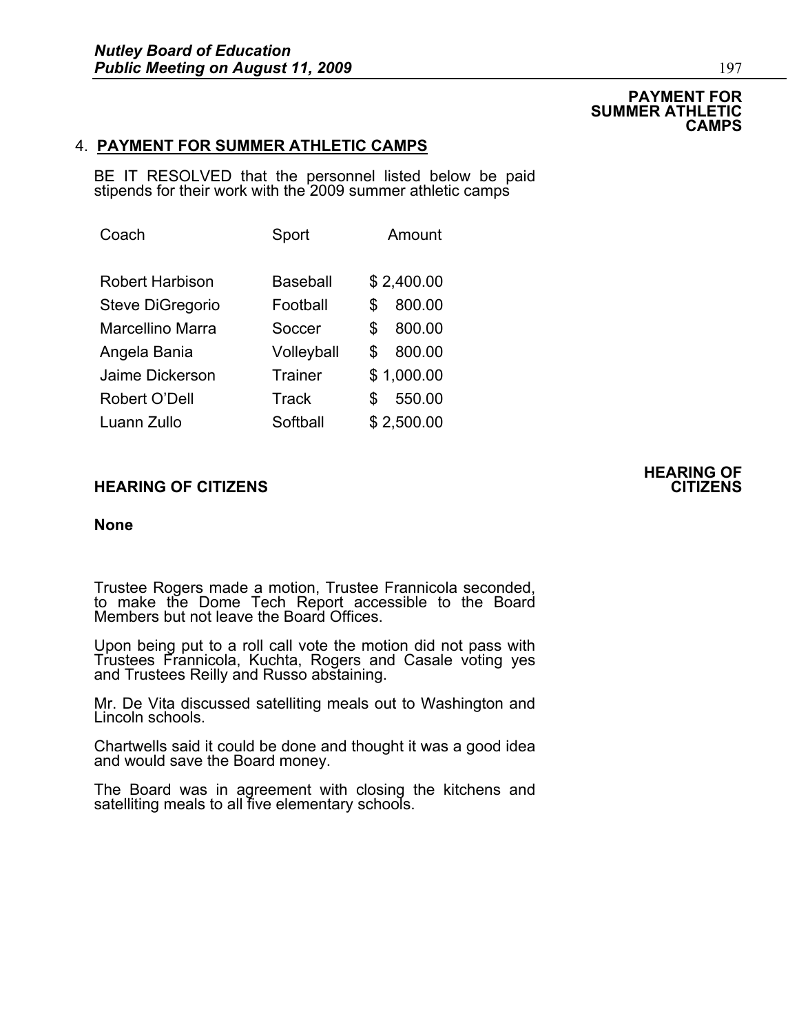**PAYMENT FOR SUMMER ATHLETIC CAMPS**

4. **PAYMENT FOR SUMMER ATHLETIC CAMPS**

BE IT RESOLVED that the personnel listed below be paid stipends for their work with the 2009 summer athletic camps

| Coach | Sport | Amount |
|---|---|---|
| Robert Harbison | Baseball | $ 2,400.00 |
| Steve DiGregorio | Football | $ 800.00 |
| Marcellino Marra | Soccer | $ 800.00 |
| Angela Bania | Volleyball | $ 800.00 |
| Jaime Dickerson | Trainer | $ 1,000.00 |
| Robert O'Dell | Track | $ 550.00 |
| Luann Zullo | Softball | $ 2,500.00 |

**HEARING OF CITIZENS**

**HEARING OF CITIZENS**

**None**

Trustee Rogers made a motion, Trustee Frannicola seconded, to make the Dome Tech Report accessible to the Board Members but not leave the Board Offices.

Upon being put to a roll call vote the motion did not pass with Trustees Frannicola, Kuchta, Rogers and Casale voting yes and Trustees Reilly and Russo abstaining.

Mr. De Vita discussed satelliting meals out to Washington and Lincoln schools.

Chartwells said it could be done and thought it was a good idea and would save the Board money.

The Board was in agreement with closing the kitchens and satelliting meals to all five elementary schools.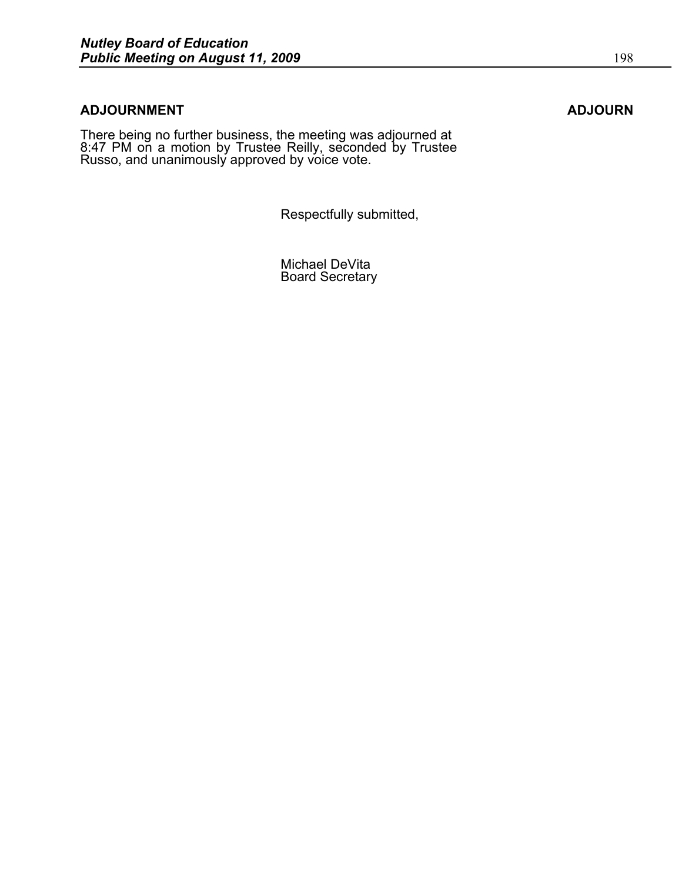## ADJOURNMENT

**ADJOURN**

There being no further business, the meeting was adjourned at 8:47 PM on a motion by Trustee Reilly, seconded by Trustee Russo, and unanimously approved by voice vote.

Respectfully submitted,

Michael DeVita
Board Secretary